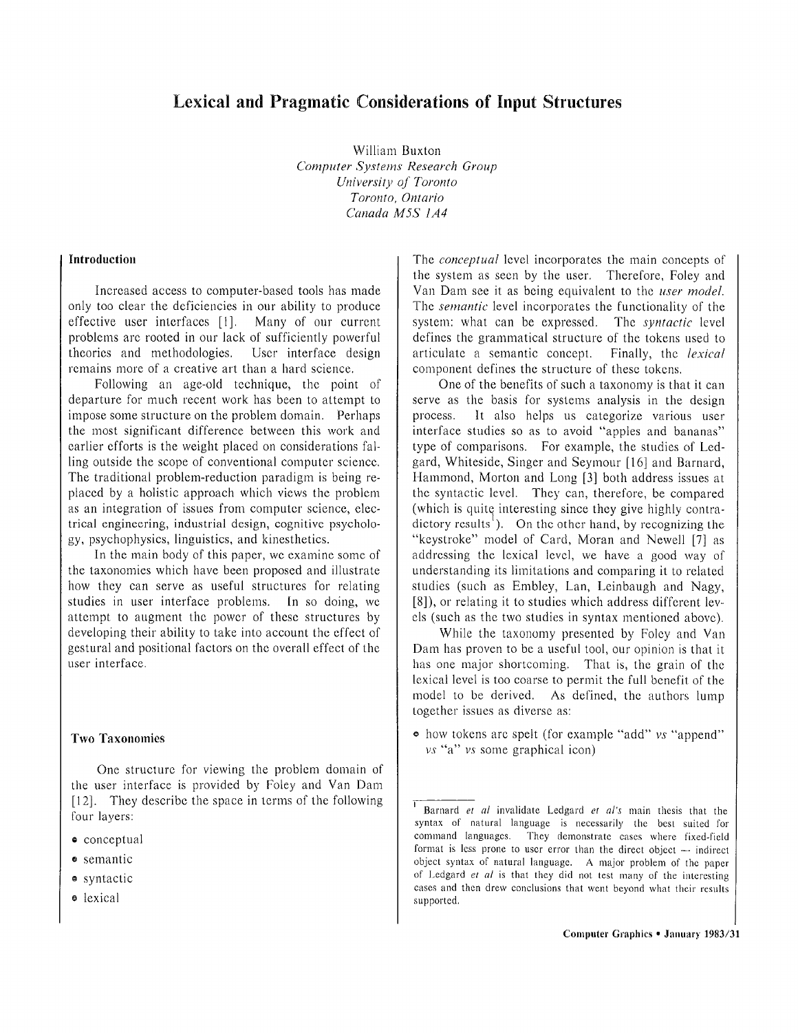# Lexical and Pragmatic Considerations of Input Structures

William Buxton
*Computer Systems Research Group*
*University of Toronto*
*Toronto, Ontario*
*Canada M5S 1A4*

## Introduction

Increased access to computer-based tools has made only too clear the deficiencies in our ability to produce effective user interfaces [1]. Many of our current problems are rooted in our lack of sufficiently powerful theories and methodologies. User interface design remains more of a creative art than a hard science.

Following an age-old technique, the point of departure for much recent work has been to attempt to impose some structure on the problem domain. Perhaps the most significant difference between this work and earlier efforts is the weight placed on considerations falling outside the scope of conventional computer science. The traditional problem-reduction paradigm is being replaced by a holistic approach which views the problem as an integration of issues from computer science, electrical engineering, industrial design, cognitive psychology, psychophysics, linguistics, and kinesthetics.

In the main body of this paper, we examine some of the taxonomies which have been proposed and illustrate how they can serve as useful structures for relating studies in user interface problems. In so doing, we attempt to augment the power of these structures by developing their ability to take into account the effect of gestural and positional factors on the overall effect of the user interface.

## Two Taxonomies

One structure for viewing the problem domain of the user interface is provided by Foley and Van Dam [12]. They describe the space in terms of the following four layers:

- conceptual
- semantic
- syntactic
- lexical

The *conceptual* level incorporates the main concepts of the system as seen by the user. Therefore, Foley and Van Dam see it as being equivalent to the *user model*. The *semantic* level incorporates the functionality of the system: what can be expressed. The *syntactic* level defines the grammatical structure of the tokens used to articulate a semantic concept. Finally, the *lexical* component defines the structure of these tokens.

One of the benefits of such a taxonomy is that it can serve as the basis for systems analysis in the design process. It also helps us categorize various user interface studies so as to avoid "apples and bananas" type of comparisons. For example, the studies of Ledgard, Whiteside, Singer and Seymour [16] and Barnard, Hammond, Morton and Long [3] both address issues at the syntactic level. They can, therefore, be compared (which is quite interesting since they give highly contradictory results [1]). On the other hand, by recognizing the "keystroke" model of Card, Moran and Newell [7] as addressing the lexical level, we have a good way of understanding its limitations and comparing it to related studies (such as Embley, Lan, Leinbaugh and Nagy, [8]), or relating it to studies which address different levels (such as the two studies in syntax mentioned above).

While the taxonomy presented by Foley and Van Dam has proven to be a useful tool, our opinion is that it has one major shortcoming. That is, the grain of the lexical level is too coarse to permit the full benefit of the model to be derived. As defined, the authors lump together issues as diverse as:

- how tokens are spelt (for example "add" *vs* "append" *vs* "a" *vs* some graphical icon)

[1] Barnard *et al* invalidate Ledgard *et al's* main thesis that the syntax of natural language is necessarily the best suited for command languages. They demonstrate cases where fixed-field format is less prone to user error than the direct object — indirect object syntax of natural language. A major problem of the paper of Ledgard *et al* is that they did not test many of the interesting cases and then drew conclusions that went beyond what their results supported.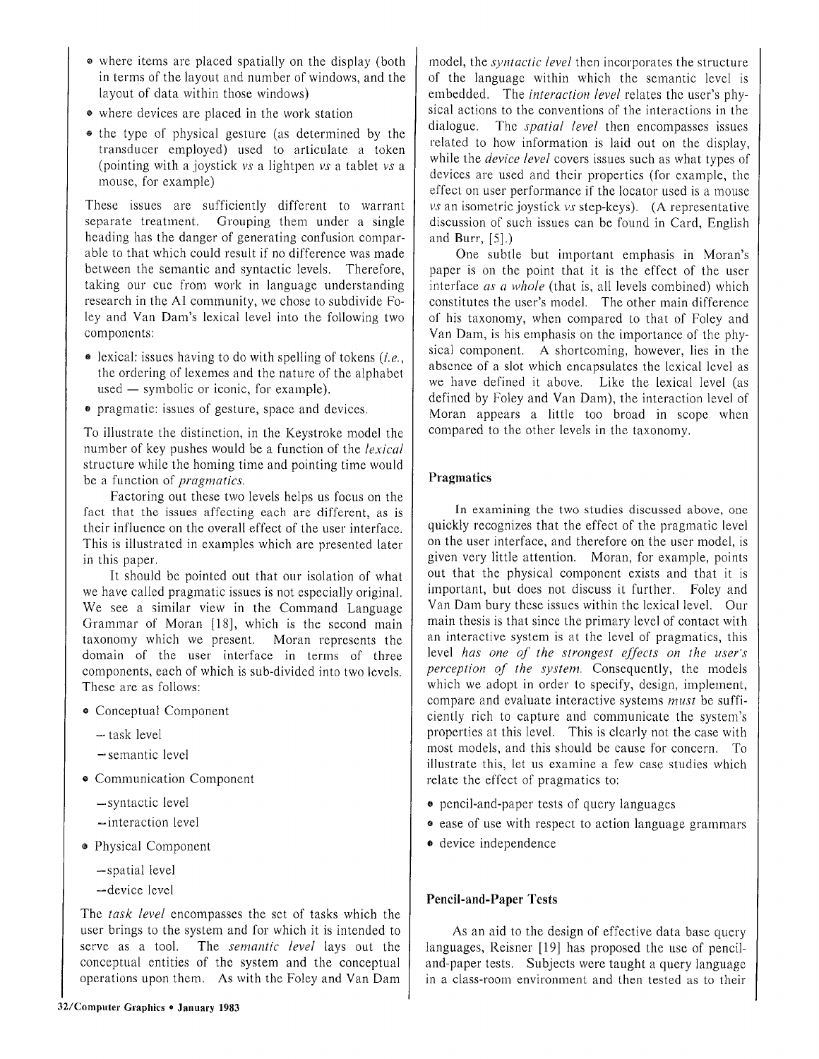- where items are placed spatially on the display (both in terms of the layout and number of windows, and the layout of data within those windows)
- where devices are placed in the work station
- the type of physical gesture (as determined by the transducer employed) used to articulate a token (pointing with a joystick *vs* a lightpen *vs* a tablet *vs* a mouse, for example)

These issues are sufficiently different to warrant separate treatment. Grouping them under a single heading has the danger of generating confusion comparable to that which could result if no difference was made between the semantic and syntactic levels. Therefore, taking our cue from work in language understanding research in the AI community, we chose to subdivide Foley and Van Dam's lexical level into the following two components:

- lexical: issues having to do with spelling of tokens (*i.e.*, the ordering of lexemes and the nature of the alphabet used — symbolic or iconic, for example).
- pragmatic: issues of gesture, space and devices.

To illustrate the distinction, in the Keystroke model the number of key pushes would be a function of the *lexical* structure while the homing time and pointing time would be a function of *pragmatics*.

Factoring out these two levels helps us focus on the fact that the issues affecting each are different, as is their influence on the overall effect of the user interface. This is illustrated in examples which are presented later in this paper.

It should be pointed out that our isolation of what we have called pragmatic issues is not especially original. We see a similar view in the Command Language Grammar of Moran [18], which is the second main taxonomy which we present. Moran represents the domain of the user interface in terms of three components, each of which is sub-divided into two levels. These are as follows:

- Conceptual Component
  - task level
  - semantic level
- Communication Component
  - syntactic level
  - interaction level
- Physical Component
  - spatial level
  - device level

The *task level* encompasses the set of tasks which the user brings to the system and for which it is intended to serve as a tool. The *semantic level* lays out the conceptual entities of the system and the conceptual operations upon them. As with the Foley and Van Dam model, the *syntactic level* then incorporates the structure of the language within which the semantic level is embedded. The *interaction level* relates the user's physical actions to the conventions of the interactions in the dialogue. The *spatial level* then encompasses issues related to how information is laid out on the display, while the *device level* covers issues such as what types of devices are used and their properties (for example, the effect on user performance if the locator used is a mouse *vs* an isometric joystick *vs* step-keys). (A representative discussion of such issues can be found in Card, English and Burr, [5].)

One subtle but important emphasis in Moran's paper is on the point that it is the effect of the user interface *as a whole* (that is, all levels combined) which constitutes the user's model. The other main difference of his taxonomy, when compared to that of Foley and Van Dam, is his emphasis on the importance of the physical component. A shortcoming, however, lies in the absence of a slot which encapsulates the lexical level as we have defined it above. Like the lexical level (as defined by Foley and Van Dam), the interaction level of Moran appears a little too broad in scope when compared to the other levels in the taxonomy.

## Pragmatics

In examining the two studies discussed above, one quickly recognizes that the effect of the pragmatic level on the user interface, and therefore on the user model, is given very little attention. Moran, for example, points out that the physical component exists and that it is important, but does not discuss it further. Foley and Van Dam bury these issues within the lexical level. Our main thesis is that since the primary level of contact with an interactive system is at the level of pragmatics, this level *has one of the strongest effects on the user's perception of the system*. Consequently, the models which we adopt in order to specify, design, implement, compare and evaluate interactive systems *must* be sufficiently rich to capture and communicate the system's properties at this level. This is clearly not the case with most models, and this should be cause for concern. To illustrate this, let us examine a few case studies which relate the effect of pragmatics to:

- pencil-and-paper tests of query languages
- ease of use with respect to action language grammars
- device independence

## Pencil-and-Paper Tests

As an aid to the design of effective data base query languages, Reisner [19] has proposed the use of pencil-and-paper tests. Subjects were taught a query language in a class-room environment and then tested as to their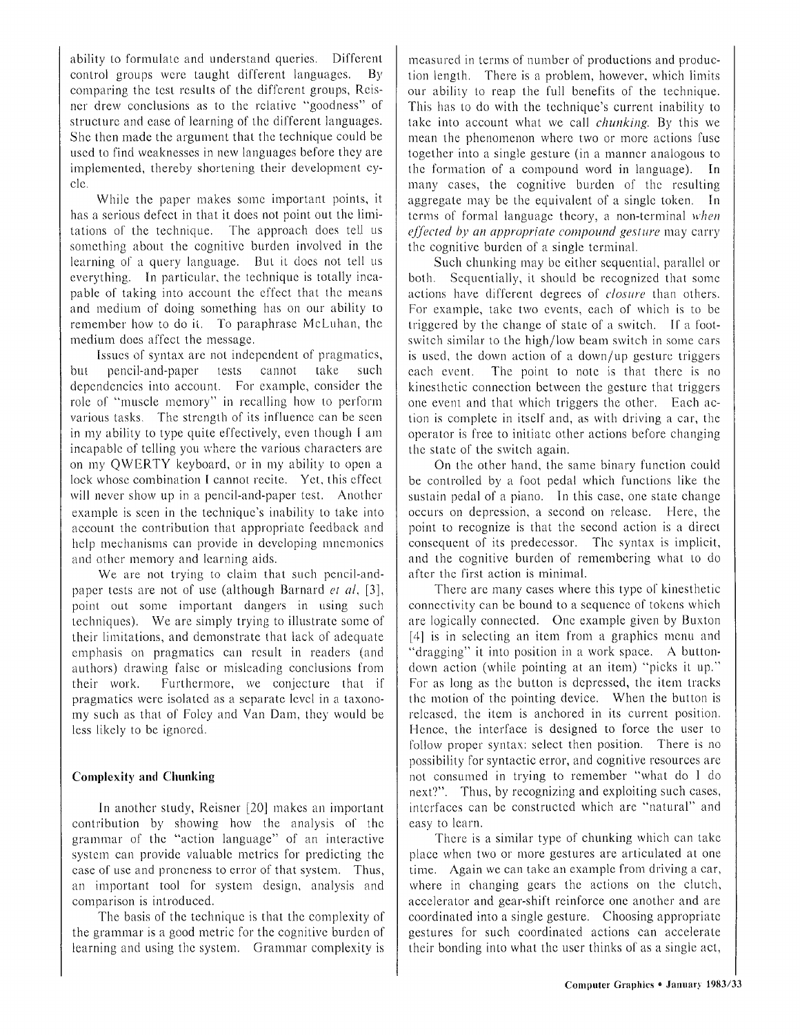ability to formulate and understand queries. Different control groups were taught different languages. By comparing the test results of the different groups, Reisner drew conclusions as to the relative "goodness" of structure and ease of learning of the different languages. She then made the argument that the technique could be used to find weaknesses in new languages before they are implemented, thereby shortening their development cycle.

While the paper makes some important points, it has a serious defect in that it does not point out the limitations of the technique. The approach does tell us something about the cognitive burden involved in the learning of a query language. But it does not tell us everything. In particular, the technique is totally incapable of taking into account the effect that the means and medium of doing something has on our ability to remember how to do it. To paraphrase McLuhan, the medium does affect the message.

Issues of syntax are not independent of pragmatics, but pencil-and-paper tests cannot take such dependencies into account. For example, consider the role of "muscle memory" in recalling how to perform various tasks. The strength of its influence can be seen in my ability to type quite effectively, even though I am incapable of telling you where the various characters are on my QWERTY keyboard, or in my ability to open a lock whose combination I cannot recite. Yet, this effect will never show up in a pencil-and-paper test. Another example is seen in the technique's inability to take into account the contribution that appropriate feedback and help mechanisms can provide in developing mnemonics and other memory and learning aids.

We are not trying to claim that such pencil-and-paper tests are not of use (although Barnard *et al*, [3], point out some important dangers in using such techniques). We are simply trying to illustrate some of their limitations, and demonstrate that lack of adequate emphasis on pragmatics can result in readers (and authors) drawing false or misleading conclusions from their work. Furthermore, we conjecture that if pragmatics were isolated as a separate level in a taxonomy such as that of Foley and Van Dam, they would be less likely to be ignored.

### Complexity and Chunking

In another study, Reisner [20] makes an important contribution by showing how the analysis of the grammar of the "action language" of an interactive system can provide valuable metrics for predicting the ease of use and proneness to error of that system. Thus, an important tool for system design, analysis and comparison is introduced.

The basis of the technique is that the complexity of the grammar is a good metric for the cognitive burden of learning and using the system. Grammar complexity is measured in terms of number of productions and production length. There is a problem, however, which limits our ability to reap the full benefits of the technique. This has to do with the technique's current inability to take into account what we call *chunking*. By this we mean the phenomenon where two or more actions fuse together into a single gesture (in a manner analogous to the formation of a compound word in language). In many cases, the cognitive burden of the resulting aggregate may be the equivalent of a single token. In terms of formal language theory, a non-terminal *when effected by an appropriate compound gesture* may carry the cognitive burden of a single terminal.

Such chunking may be either sequential, parallel or both. Sequentially, it should be recognized that some actions have different degrees of *closure* than others. For example, take two events, each of which is to be triggered by the change of state of a switch. If a foot-switch similar to the high/low beam switch in some cars is used, the down action of a down/up gesture triggers each event. The point to note is that there is no kinesthetic connection between the gesture that triggers one event and that which triggers the other. Each action is complete in itself and, as with driving a car, the operator is free to initiate other actions before changing the state of the switch again.

On the other hand, the same binary function could be controlled by a foot pedal which functions like the sustain pedal of a piano. In this case, one state change occurs on depression, a second on release. Here, the point to recognize is that the second action is a direct consequent of its predecessor. The syntax is implicit, and the cognitive burden of remembering what to do after the first action is minimal.

There are many cases where this type of kinesthetic connectivity can be bound to a sequence of tokens which are logically connected. One example given by Buxton [4] is in selecting an item from a graphics menu and "dragging" it into position in a work space. A button-down action (while pointing at an item) "picks it up." For as long as the button is depressed, the item tracks the motion of the pointing device. When the button is released, the item is anchored in its current position. Hence, the interface is designed to force the user to follow proper syntax: select then position. There is no possibility for syntactic error, and cognitive resources are not consumed in trying to remember "what do I do next?". Thus, by recognizing and exploiting such cases, interfaces can be constructed which are "natural" and easy to learn.

There is a similar type of chunking which can take place when two or more gestures are articulated at one time. Again we can take an example from driving a car, where in changing gears the actions on the clutch, accelerator and gear-shift reinforce one another and are coordinated into a single gesture. Choosing appropriate gestures for such coordinated actions can accelerate their bonding into what the user thinks of as a single act,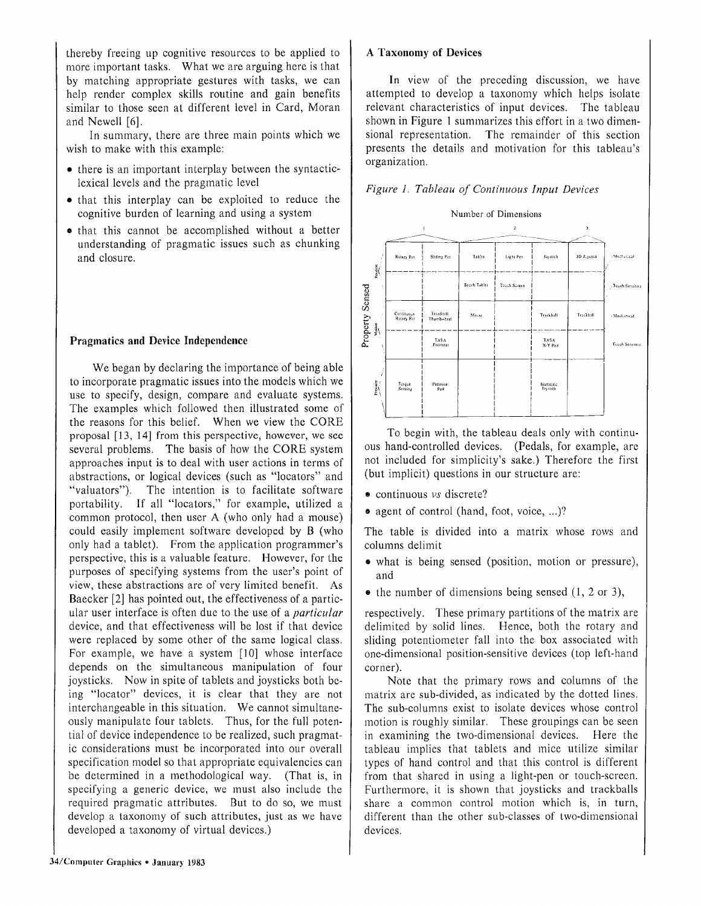thereby freeing up cognitive resources to be applied to more important tasks. What we are arguing here is that by matching appropriate gestures with tasks, we can help render complex skills routine and gain benefits similar to those seen at different level in Card, Moran and Newell [6].

In summary, there are three main points which we wish to make with this example:

- there is an important interplay between the syntactic-lexical levels and the pragmatic level
- that this interplay can be exploited to reduce the cognitive burden of learning and using a system
- that this cannot be accomplished without a better understanding of pragmatic issues such as chunking and closure.

### Pragmatics and Device Independence

We began by declaring the importance of being able to incorporate pragmatic issues into the models which we use to specify, design, compare and evaluate systems. The examples which followed then illustrated some of the reasons for this belief. When we view the CORE proposal [13, 14] from this perspective, however, we see several problems. The basis of how the CORE system approaches input is to deal with user actions in terms of abstractions, or logical devices (such as "locators" and "valuators"). The intention is to facilitate software portability. If all "locators," for example, utilized a common protocol, then user A (who only had a mouse) could easily implement software developed by B (who only had a tablet). From the application programmer's perspective, this is a valuable feature. However, for the purposes of specifying systems from the user's point of view, these abstractions are of very limited benefit. As Baecker [2] has pointed out, the effectiveness of a particular user interface is often due to the use of a *particular* device, and that effectiveness will be lost if that device were replaced by some other of the same logical class. For example, we have a system [10] whose interface depends on the simultaneous manipulation of four joysticks. Now in spite of tablets and joysticks both being "locator" devices, it is clear that they are not interchangeable in this situation. We cannot simultaneously manipulate four tablets. Thus, for the full potential of device independence to be realized, such pragmatic considerations must be incorporated into our overall specification model so that appropriate equivalencies can be determined in a methodological way. (That is, in specifying a generic device, we must also include the required pragmatic attributes. But to do so, we must develop a taxonomy of such attributes, just as we have developed a taxonomy of virtual devices.)

### A Taxonomy of Devices

In view of the preceding discussion, we have attempted to develop a taxonomy which helps isolate relevant characteristics of input devices. The tableau shown in Figure 1 summarizes this effort in a two dimensional representation. The remainder of this section presents the details and motivation for this tableau's organization.

*Figure 1. Tableau of Continuous Input Devices*

| Property Sensed | 1 | | 2 | | 3 | | |
|---|---|---|---|---|---|---|---|
| Position | Rotary Pot | Sliding Pot | Tablet | Light Pen | Joystick | 3D Joystick | Mechanical |
| Position | | | Touch Tablet | Touch Screen | | | Touch Sensitive |
| Motion | Continuous Rotary Pot | Treadmill, Thumbwheel | Mouse | | Trackball | Trackball | Mechanical |
| Motion | | TASA Ferinstat | | | TASA X-Y Pad | | Touch Sensitive |
| Pressure | Torque Sensing | Pressure Pad | | | Isometric Joystick | | |

To begin with, the tableau deals only with continuous hand-controlled devices. (Pedals, for example, are not included for simplicity's sake.) Therefore the first (but implicit) questions in our structure are:

- continuous *vs* discrete?
- agent of control (hand, foot, voice, ...)?

The table is divided into a matrix whose rows and columns delimit

- what is being sensed (position, motion or pressure), and
- the number of dimensions being sensed (1, 2 or 3),

respectively. These primary partitions of the matrix are delimited by solid lines. Hence, both the rotary and sliding potentiometer fall into the box associated with one-dimensional position-sensitive devices (top left-hand corner).

Note that the primary rows and columns of the matrix are sub-divided, as indicated by the dotted lines. The sub-columns exist to isolate devices whose control motion is roughly similar. These groupings can be seen in examining the two-dimensional devices. Here the tableau implies that tablets and mice utilize similar types of hand control and that this control is different from that shared in using a light-pen or touch-screen. Furthermore, it is shown that joysticks and trackballs share a common control motion which is, in turn, different than the other sub-classes of two-dimensional devices.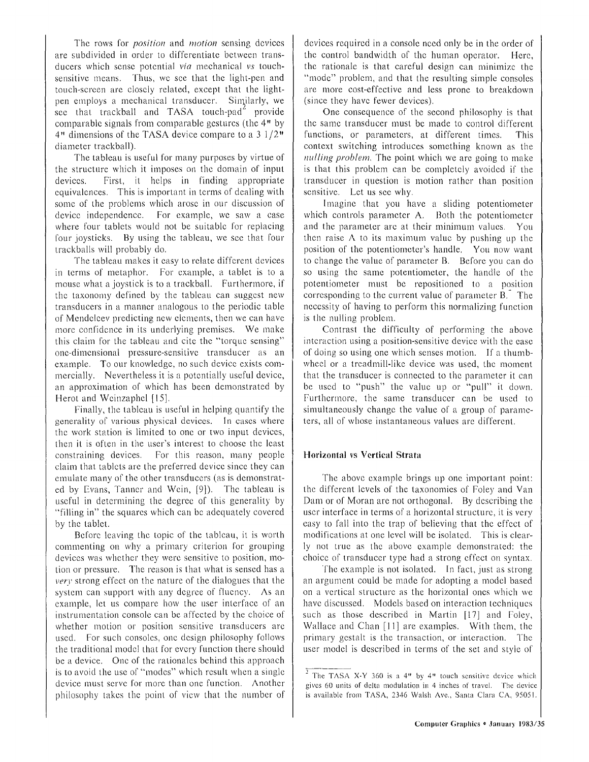The rows for *position* and *motion* sensing devices are subdivided in order to differentiate between transducers which sense potential *via* mechanical *vs* touch-sensitive means. Thus, we see that the light-pen and touch-screen are closely related, except that the light-pen employs a mechanical transducer. Similarly, we see that trackball and TASA touch-pad[2] provide comparable signals from comparable gestures (the 4" by 4" dimensions of the TASA device compare to a 3 1/2" diameter trackball).

The tableau is useful for many purposes by virtue of the structure which it imposes on the domain of input devices. First, it helps in finding appropriate equivalences. This is important in terms of dealing with some of the problems which arose in our discussion of device independence. For example, we saw a case where four tablets would not be suitable for replacing four joysticks. By using the tableau, we see that four trackballs will probably do.

The tableau makes it easy to relate different devices in terms of metaphor. For example, a tablet is to a mouse what a joystick is to a trackball. Furthermore, if the taxonomy defined by the tableau can suggest new transducers in a manner analogous to the periodic table of Mendeleev predicting new elements, then we can have more confidence in its underlying premises. We make this claim for the tableau and cite the "torque sensing" one-dimensional pressure-sensitive transducer as an example. To our knowledge, no such device exists commercially. Nevertheless it is a potentially useful device, an approximation of which has been demonstrated by Herot and Weinzaphel [15].

Finally, the tableau is useful in helping quantify the generality of various physical devices. In cases where the work station is limited to one or two input devices, then it is often in the user's interest to choose the least constraining devices. For this reason, many people claim that tablets are the preferred device since they can emulate many of the other transducers (as is demonstrated by Evans, Tanner and Wein, [9]). The tableau is useful in determining the degree of this generality by "filling in" the squares which can be adequately covered by the tablet.

Before leaving the topic of the tableau, it is worth commenting on why a primary criterion for grouping devices was whether they were sensitive to position, motion or pressure. The reason is that what is sensed has a *very* strong effect on the nature of the dialogues that the system can support with any degree of fluency. As an example, let us compare how the user interface of an instrumentation console can be affected by the choice of whether motion or position sensitive transducers are used. For such consoles, one design philosophy follows the traditional model that for every function there should be a device. One of the rationales behind this approach is to avoid the use of "modes" which result when a single device must serve for more than one function. Another philosophy takes the point of view that the number of devices required in a console need only be in the order of the control bandwidth of the human operator. Here, the rationale is that careful design can minimize the "mode" problem, and that the resulting simple consoles are more cost-effective and less prone to breakdown (since they have fewer devices).

One consequence of the second philosophy is that the same transducer must be made to control different functions, or parameters, at different times. This context switching introduces something known as the *nulling problem*. The point which we are going to make is that this problem can be completely avoided if the transducer in question is motion rather than position sensitive. Let us see why.

Imagine that you have a sliding potentiometer which controls parameter A. Both the potentiometer and the parameter are at their minimum values. You then raise A to its maximum value by pushing up the position of the potentiometer's handle. You now want to change the value of parameter B. Before you can do so using the same potentiometer, the handle of the potentiometer must be repositioned to a position corresponding to the current value of parameter B. The necessity of having to perform this normalizing function is the nulling problem.

Contrast the difficulty of performing the above interaction using a position-sensitive device with the ease of doing so using one which senses motion. If a thumb-wheel or a treadmill-like device was used, the moment that the transducer is connected to the parameter it can be used to "push" the value up or "pull" it down. Furthermore, the same transducer can be used to simultaneously change the value of a group of parameters, all of whose instantaneous values are different.

## Horizontal vs Vertical Strata

The above example brings up one important point: the different levels of the taxonomies of Foley and Van Dam or of Moran are not orthogonal. By describing the user interface in terms of a horizontal structure, it is very easy to fall into the trap of believing that the effect of modifications at one level will be isolated. This is clearly not true as the above example demonstrated: the choice of transducer type had a strong effect on syntax.

The example is not isolated. In fact, just as strong an argument could be made for adopting a model based on a vertical structure as the horizontal ones which we have discussed. Models based on interaction techniques such as those described in Martin [17] and Foley, Wallace and Chan [11] are examples. With them, the primary gestalt is the transaction, or interaction. The user model is described in terms of the set and style of

---

[2] The TASA X-Y 360 is a 4" by 4" touch sensitive device which gives 60 units of delta modulation in 4 inches of travel. The device is available from TASA, 2346 Walsh Ave., Santa Clara CA, 95051.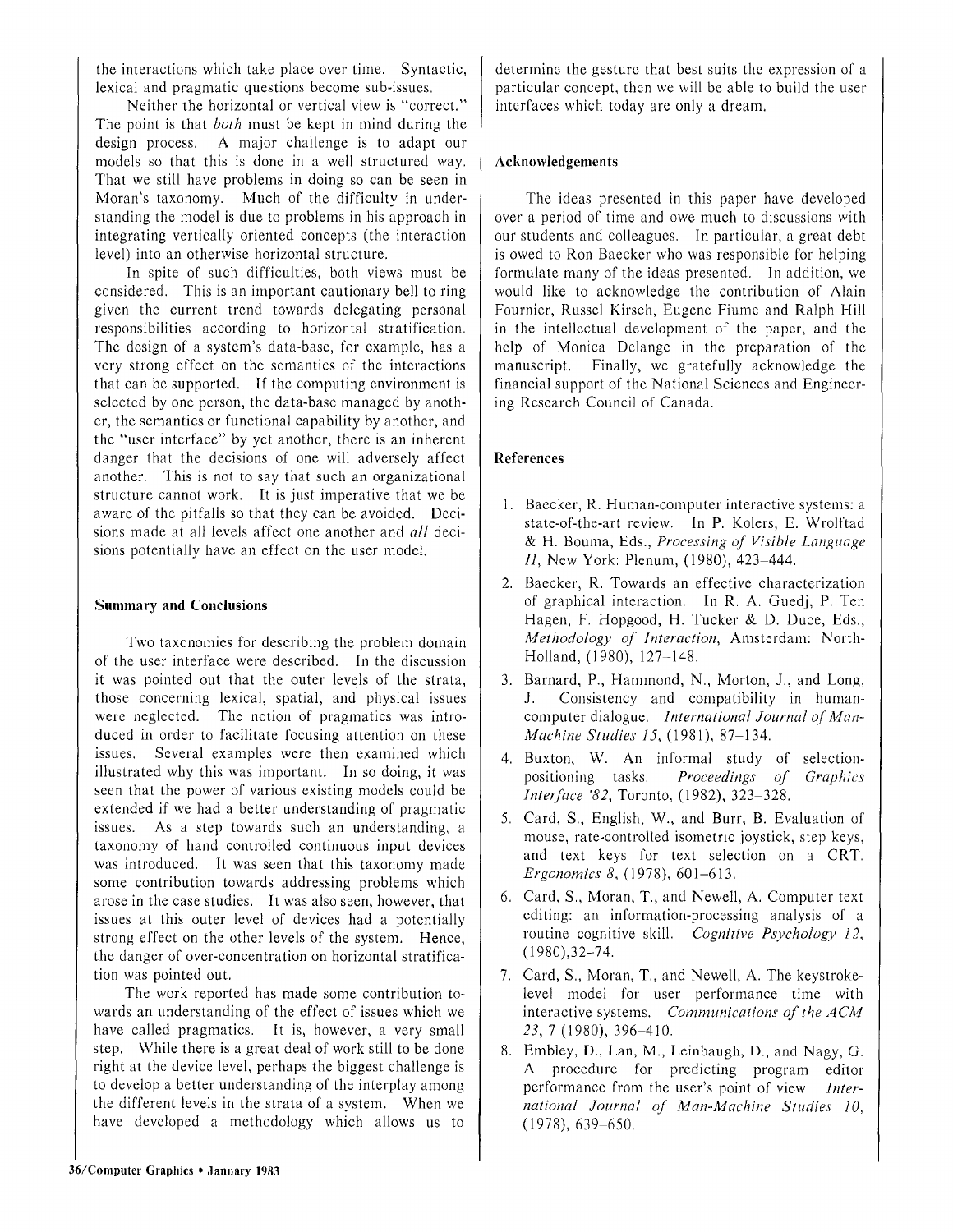the interactions which take place over time. Syntactic, lexical and pragmatic questions become sub-issues.

Neither the horizontal or vertical view is "correct." The point is that *both* must be kept in mind during the design process. A major challenge is to adapt our models so that this is done in a well structured way. That we still have problems in doing so can be seen in Moran's taxonomy. Much of the difficulty in understanding the model is due to problems in his approach in integrating vertically oriented concepts (the interaction level) into an otherwise horizontal structure.

In spite of such difficulties, both views must be considered. This is an important cautionary bell to ring given the current trend towards delegating personal responsibilities according to horizontal stratification. The design of a system's data-base, for example, has a very strong effect on the semantics of the interactions that can be supported. If the computing environment is selected by one person, the data-base managed by another, the semantics or functional capability by another, and the "user interface" by yet another, there is an inherent danger that the decisions of one will adversely affect another. This is not to say that such an organizational structure cannot work. It is just imperative that we be aware of the pitfalls so that they can be avoided. Decisions made at all levels affect one another and *all* decisions potentially have an effect on the user model.

## Summary and Conclusions

Two taxonomies for describing the problem domain of the user interface were described. In the discussion it was pointed out that the outer levels of the strata, those concerning lexical, spatial, and physical issues were neglected. The notion of pragmatics was introduced in order to facilitate focusing attention on these issues. Several examples were then examined which illustrated why this was important. In so doing, it was seen that the power of various existing models could be extended if we had a better understanding of pragmatic issues. As a step towards such an understanding, a taxonomy of hand controlled continuous input devices was introduced. It was seen that this taxonomy made some contribution towards addressing problems which arose in the case studies. It was also seen, however, that issues at this outer level of devices had a potentially strong effect on the other levels of the system. Hence, the danger of over-concentration on horizontal stratification was pointed out.

The work reported has made some contribution towards an understanding of the effect of issues which we have called pragmatics. It is, however, a very small step. While there is a great deal of work still to be done right at the device level, perhaps the biggest challenge is to develop a better understanding of the interplay among the different levels in the strata of a system. When we have developed a methodology which allows us to determine the gesture that best suits the expression of a particular concept, then we will be able to build the user interfaces which today are only a dream.

## Acknowledgements

The ideas presented in this paper have developed over a period of time and owe much to discussions with our students and colleagues. In particular, a great debt is owed to Ron Baecker who was responsible for helping formulate many of the ideas presented. In addition, we would like to acknowledge the contribution of Alain Fournier, Russel Kirsch, Eugene Fiume and Ralph Hill in the intellectual development of the paper, and the help of Monica Delange in the preparation of the manuscript. Finally, we gratefully acknowledge the financial support of the National Sciences and Engineering Research Council of Canada.

## References

1. Baecker, R. Human-computer interactive systems: a state-of-the-art review. In P. Kolers, E. Wrolftad & H. Bouma, Eds., *Processing of Visible Language II*, New York: Plenum, (1980), 423–444.
2. Baecker, R. Towards an effective characterization of graphical interaction. In R. A. Guedj, P. Ten Hagen, F. Hopgood, H. Tucker & D. Duce, Eds., *Methodology of Interaction*, Amsterdam: North-Holland, (1980), 127–148.
3. Barnard, P., Hammond, N., Morton, J., and Long, J. Consistency and compatibility in human-computer dialogue. *International Journal of Man-Machine Studies 15*, (1981), 87–134.
4. Buxton, W. An informal study of selection-positioning tasks. *Proceedings of Graphics Interface '82*, Toronto, (1982), 323–328.
5. Card, S., English, W., and Burr, B. Evaluation of mouse, rate-controlled isometric joystick, step keys, and text keys for text selection on a CRT. *Ergonomics 8*, (1978), 601–613.
6. Card, S., Moran, T., and Newell, A. Computer text editing: an information-processing analysis of a routine cognitive skill. *Cognitive Psychology 12*, (1980),32–74.
7. Card, S., Moran, T., and Newell, A. The keystroke-level model for user performance time with interactive systems. *Communications of the ACM 23*, 7 (1980), 396–410.
8. Embley, D., Lan, M., Leinbaugh, D., and Nagy, G. A procedure for predicting program editor performance from the user's point of view. *International Journal of Man-Machine Studies 10*, (1978), 639–650.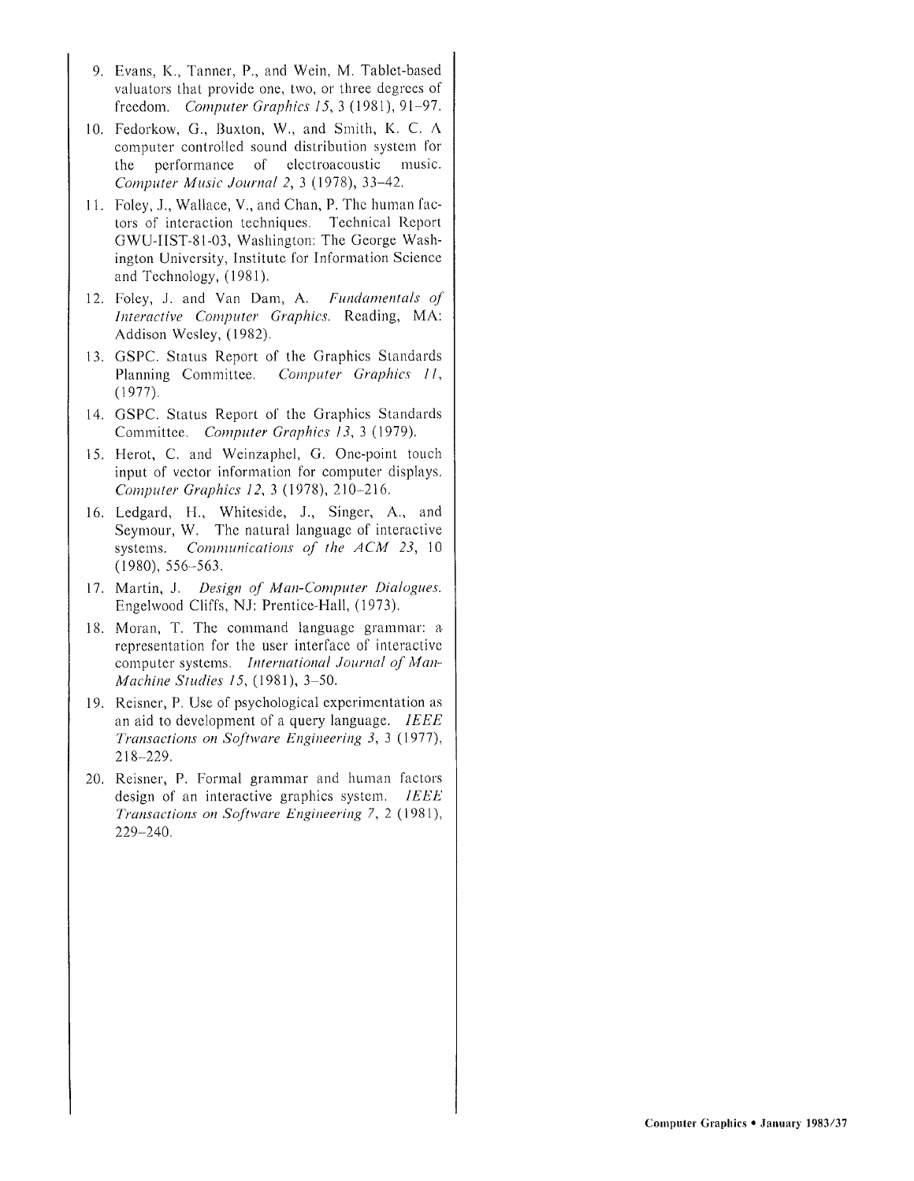9. Evans, K., Tanner, P., and Wein, M. Tablet-based valuators that provide one, two, or three degrees of freedom. *Computer Graphics 15*, 3 (1981), 91–97.

10. Fedorkow, G., Buxton, W., and Smith, K. C. A computer controlled sound distribution system for the performance of electroacoustic music. *Computer Music Journal 2*, 3 (1978), 33–42.

11. Foley, J., Wallace, V., and Chan, P. The human factors of interaction techniques. Technical Report GWU-IIST-81-03, Washington: The George Washington University, Institute for Information Science and Technology, (1981).

12. Foley, J. and Van Dam, A. *Fundamentals of Interactive Computer Graphics*. Reading, MA: Addison Wesley, (1982).

13. GSPC. Status Report of the Graphics Standards Planning Committee. *Computer Graphics 11*, (1977).

14. GSPC. Status Report of the Graphics Standards Committee. *Computer Graphics 13*, 3 (1979).

15. Herot, C. and Weinzaphel, G. One-point touch input of vector information for computer displays. *Computer Graphics 12*, 3 (1978), 210–216.

16. Ledgard, H., Whiteside, J., Singer, A., and Seymour, W. The natural language of interactive systems. *Communications of the ACM 23*, 10 (1980), 556–563.

17. Martin, J. *Design of Man-Computer Dialogues*. Engelwood Cliffs, NJ: Prentice-Hall, (1973).

18. Moran, T. The command language grammar: a representation for the user interface of interactive computer systems. *International Journal of Man-Machine Studies 15*, (1981), 3–50.

19. Reisner, P. Use of psychological experimentation as an aid to development of a query language. *IEEE Transactions on Software Engineering 3*, 3 (1977), 218–229.

20. Reisner, P. Formal grammar and human factors design of an interactive graphics system. *IEEE Transactions on Software Engineering 7*, 2 (1981), 229–240.